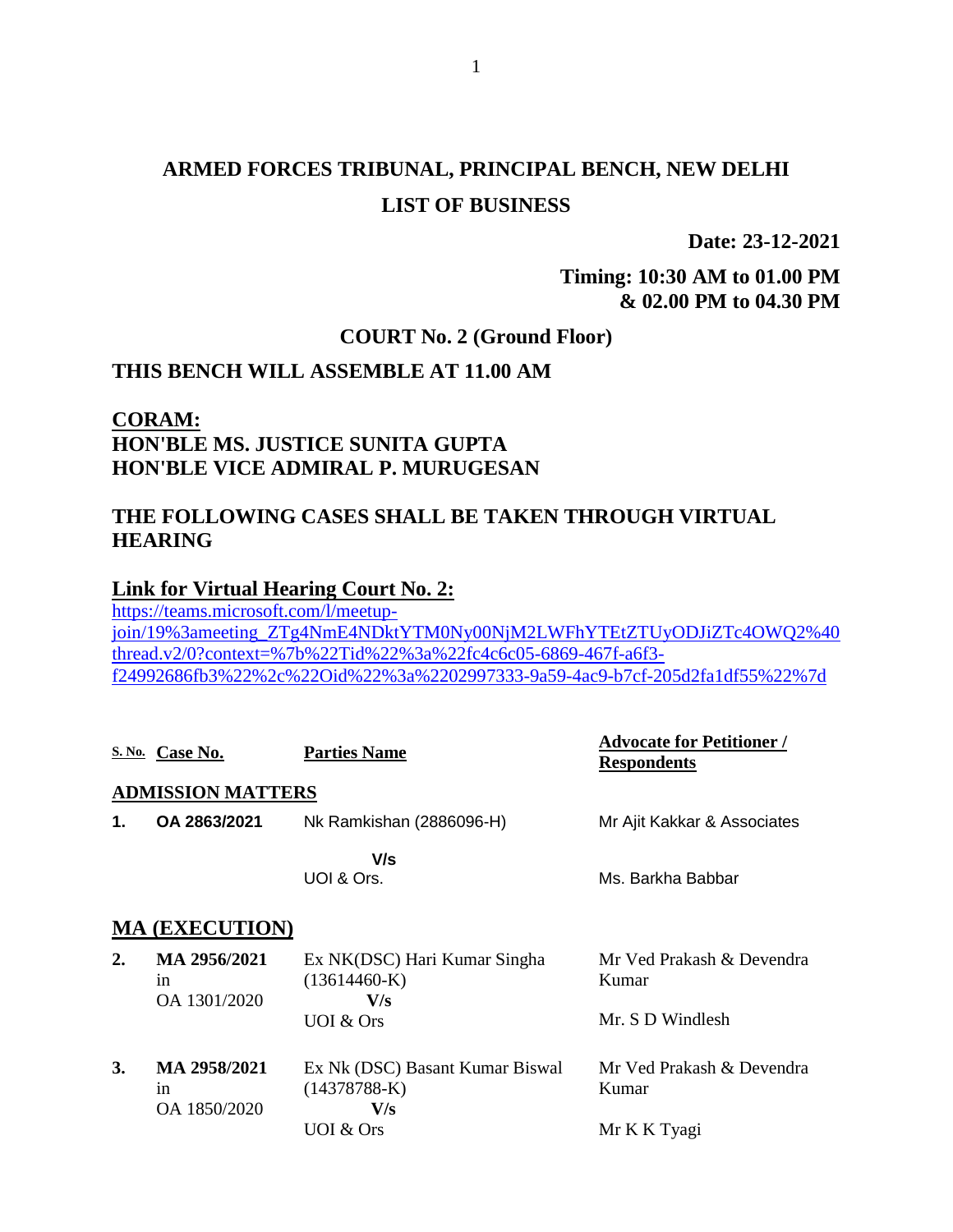# ARMED FORCES TRIBUNAL, PRINCIPAL BENCH, NEW DELHI

## LIST OF BUSINESS

**Date: 23-12-2021**

**Timing: 10:30 AM to 01.00 PM & 02.00 PM to 04.30 PM**

### COURT No. 2 (Ground Floor)

### THIS BENCH WILL ASSEMBLE AT 11.00 AM

**CORAM:**
**HON'BLE MS. JUSTICE SUNITA GUPTA**
**HON'BLE VICE ADMIRAL P. MURUGESAN**

### THE FOLLOWING CASES SHALL BE TAKEN THROUGH VIRTUAL HEARING

**Link for Virtual Hearing Court No. 2:**
[https://teams.microsoft.com/l/meetup-join/19%3ameeting_ZTg4NmE4NDktYTM0Ny00NjM2LWFhYTEtZTUyODJiZTc4OWQ2%40thread.v2/0?context=%7b%22Tid%22%3a%22fc4c6c05-6869-467f-a6f3-f24992686fb3%22%2c%22Oid%22%3a%2202997333-9a59-4ac9-b7cf-205d2fa1df55%22%7d](https://teams.microsoft.com/l/meetup-join/19%3ameeting_ZTg4NmE4NDktYTM0Ny00NjM2LWFhYTEtZTUyODJiZTc4OWQ2%40thread.v2/0?context=%7b%22Tid%22%3a%22fc4c6c05-6869-467f-a6f3-f24992686fb3%22%2c%22Oid%22%3a%2202997333-9a59-4ac9-b7cf-205d2fa1df55%22%7d)

| S. No. | Case No. | Parties Name | Advocate for Petitioner / Respondents |
|---|---|---|---|
| **ADMISSION MATTERS** | | | |
| **1.** | **OA 2863/2021** | Nk Ramkishan (2886096-H) V/s UOI & Ors. | Mr Ajit Kakkar & Associates<br>Ms. Barkha Babbar |
| **MA (EXECUTION)** | | | |
| **2.** | **MA 2956/2021** in OA 1301/2020 | Ex NK(DSC) Hari Kumar Singha (13614460-K) **V/s** UOI & Ors | Mr Ved Prakash & Devendra Kumar<br>Mr. S D Windlesh |
| **3.** | **MA 2958/2021** in OA 1850/2020 | Ex Nk (DSC) Basant Kumar Biswal (14378788-K) **V/s** UOI & Ors | Mr Ved Prakash & Devendra Kumar<br>Mr K K Tyagi |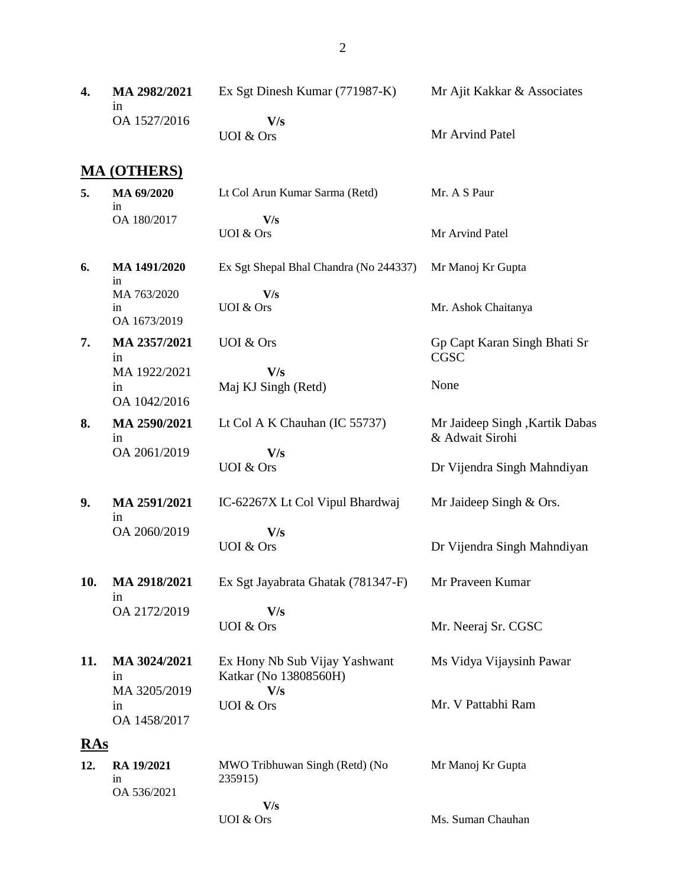| | | | |
|---|---|---|---|
| **4.** | **MA 2982/2021** in OA 1527/2016 | Ex Sgt Dinesh Kumar (771987-K) **V/s** UOI & Ors | Mr Ajit Kakkar & Associates<br>Mr Arvind Patel |

## MA (OTHERS)

| | | | |
|---|---|---|---|
| **5.** | **MA 69/2020** in OA 180/2017 | Lt Col Arun Kumar Sarma (Retd) **V/s** UOI & Ors | Mr. A S Paur<br>Mr Arvind Patel |
| **6.** | **MA 1491/2020** in MA 763/2020 in OA 1673/2019 | Ex Sgt Shepal Bhal Chandra (No 244337) **V/s** UOI & Ors | Mr Manoj Kr Gupta<br>Mr. Ashok Chaitanya |
| **7.** | **MA 2357/2021** in MA 1922/2021 in OA 1042/2016 | UOI & Ors **V/s** Maj KJ Singh (Retd) | Gp Capt Karan Singh Bhati Sr CGSC<br>None |
| **8.** | **MA 2590/2021** in OA 2061/2019 | Lt Col A K Chauhan (IC 55737) **V/s** UOI & Ors | Mr Jaideep Singh ,Kartik Dabas & Adwait Sirohi<br>Dr Vijendra Singh Mahndiyan |
| **9.** | **MA 2591/2021** in OA 2060/2019 | IC-62267X Lt Col Vipul Bhardwaj **V/s** UOI & Ors | Mr Jaideep Singh & Ors.<br>Dr Vijendra Singh Mahndiyan |
| **10.** | **MA 2918/2021** in OA 2172/2019 | Ex Sgt Jayabrata Ghatak (781347-F) **V/s** UOI & Ors | Mr Praveen Kumar<br>Mr. Neeraj Sr. CGSC |
| **11.** | **MA 3024/2021** in MA 3205/2019 in OA 1458/2017 | Ex Hony Nb Sub Vijay Yashwant Katkar (No 13808560H) **V/s** UOI & Ors | Ms Vidya Vijaysinh Pawar<br>Mr. V Pattabhi Ram |

## RAs

| | | | |
|---|---|---|---|
| **12.** | **RA 19/2021** in OA 536/2021 | MWO Tribhuwan Singh (Retd) (No 235915) **V/s** UOI & Ors | Mr Manoj Kr Gupta<br>Ms. Suman Chauhan |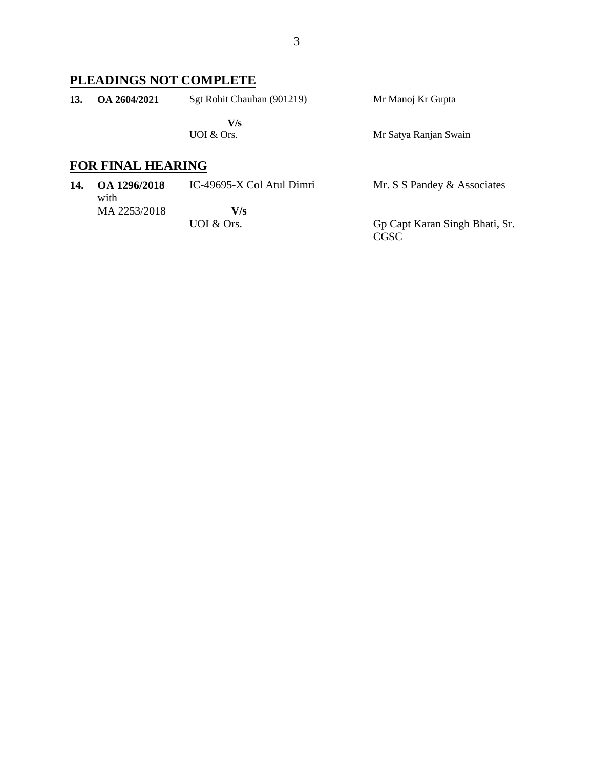## PLEADINGS NOT COMPLETE

| | | | |
|---|---|---|---|
| **13.** | **OA 2604/2021** | Sgt Rohit Chauhan (901219) | Mr Manoj Kr Gupta |
| | | **V/s** | |
| | | UOI & Ors. | Mr Satya Ranjan Swain |

## FOR FINAL HEARING

| | | | |
|---|---|---|---|
| **14.** | **OA 1296/2018** with MA 2253/2018 | IC-49695-X Col Atul Dimri | Mr. S S Pandey & Associates |
| | | **V/s** | |
| | | UOI & Ors. | Gp Capt Karan Singh Bhati, Sr. CGSC |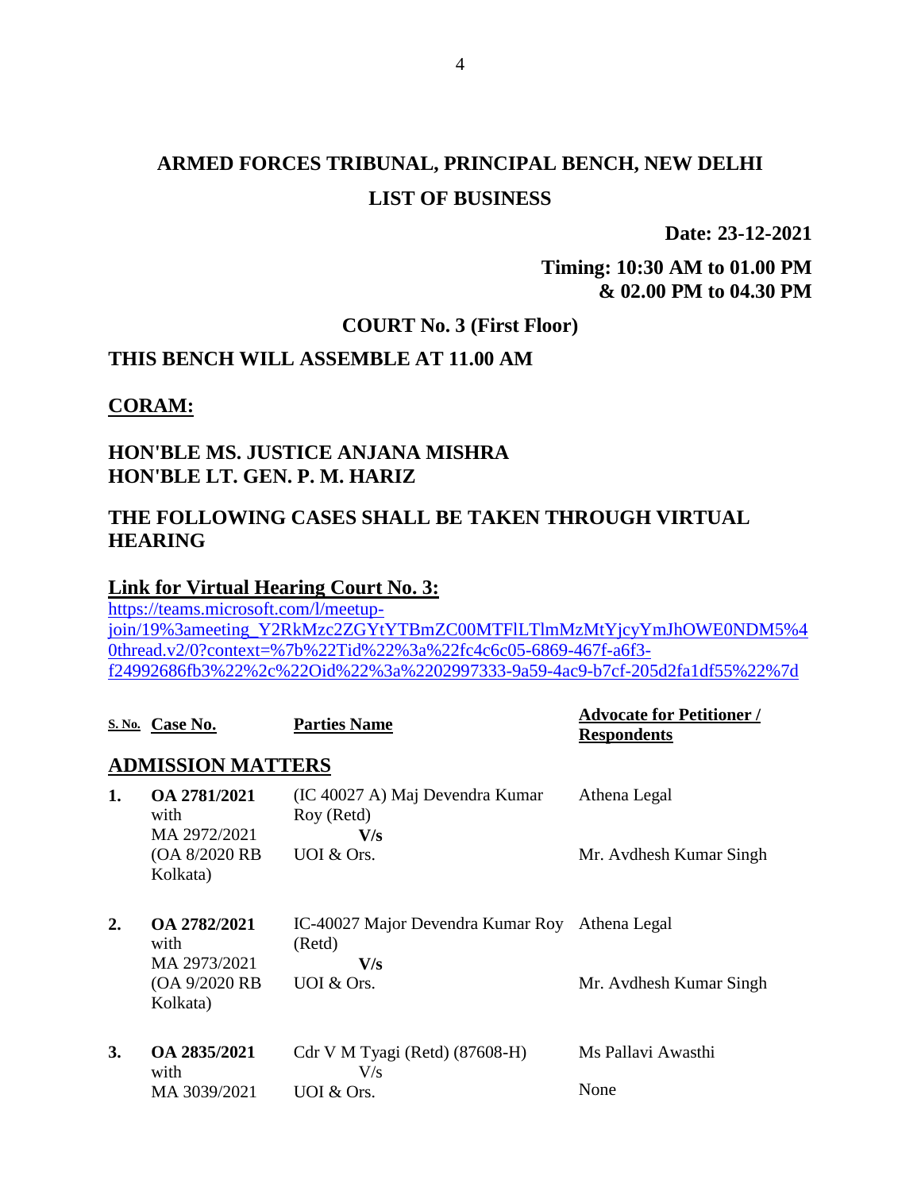# ARMED FORCES TRIBUNAL, PRINCIPAL BENCH, NEW DELHI

## LIST OF BUSINESS

**Date: 23-12-2021**

**Timing: 10:30 AM to 01.00 PM & 02.00 PM to 04.30 PM**

**COURT No. 3 (First Floor)**

**THIS BENCH WILL ASSEMBLE AT 11.00 AM**

**CORAM:**

**HON'BLE MS. JUSTICE ANJANA MISHRA**
**HON'BLE LT. GEN. P. M. HARIZ**

**THE FOLLOWING CASES SHALL BE TAKEN THROUGH VIRTUAL HEARING**

**Link for Virtual Hearing Court No. 3:**
https://teams.microsoft.com/l/meetup-join/19%3ameeting_Y2RkMzc2ZGYtYTBmZC00MTFlLTlmMzMtYjcyYmJhOWE0NDM5%40thread.v2/0?context=%7b%22Tid%22%3a%22fc4c6c05-6869-467f-a6f3-f24992686fb3%22%2c%22Oid%22%3a%2202997333-9a59-4ac9-b7cf-205d2fa1df55%22%7d

| S. No. | Case No. | Parties Name | Advocate for Petitioner / Respondents |
|---|---|---|---|
| **ADMISSION MATTERS** | | | |
| **1.** | **OA 2781/2021** with MA 2972/2021 (OA 8/2020 RB Kolkata) | (IC 40027 A) Maj Devendra Kumar Roy (Retd) **V/s** UOI & Ors. | Athena Legal<br>Mr. Avdhesh Kumar Singh |
| **2.** | **OA 2782/2021** with MA 2973/2021 (OA 9/2020 RB Kolkata) | IC-40027 Major Devendra Kumar Roy (Retd) **V/s** UOI & Ors. | Athena Legal<br>Mr. Avdhesh Kumar Singh |
| **3.** | **OA 2835/2021** with MA 3039/2021 | Cdr V M Tyagi (Retd) (87608-H) V/s UOI & Ors. | Ms Pallavi Awasthi<br>None |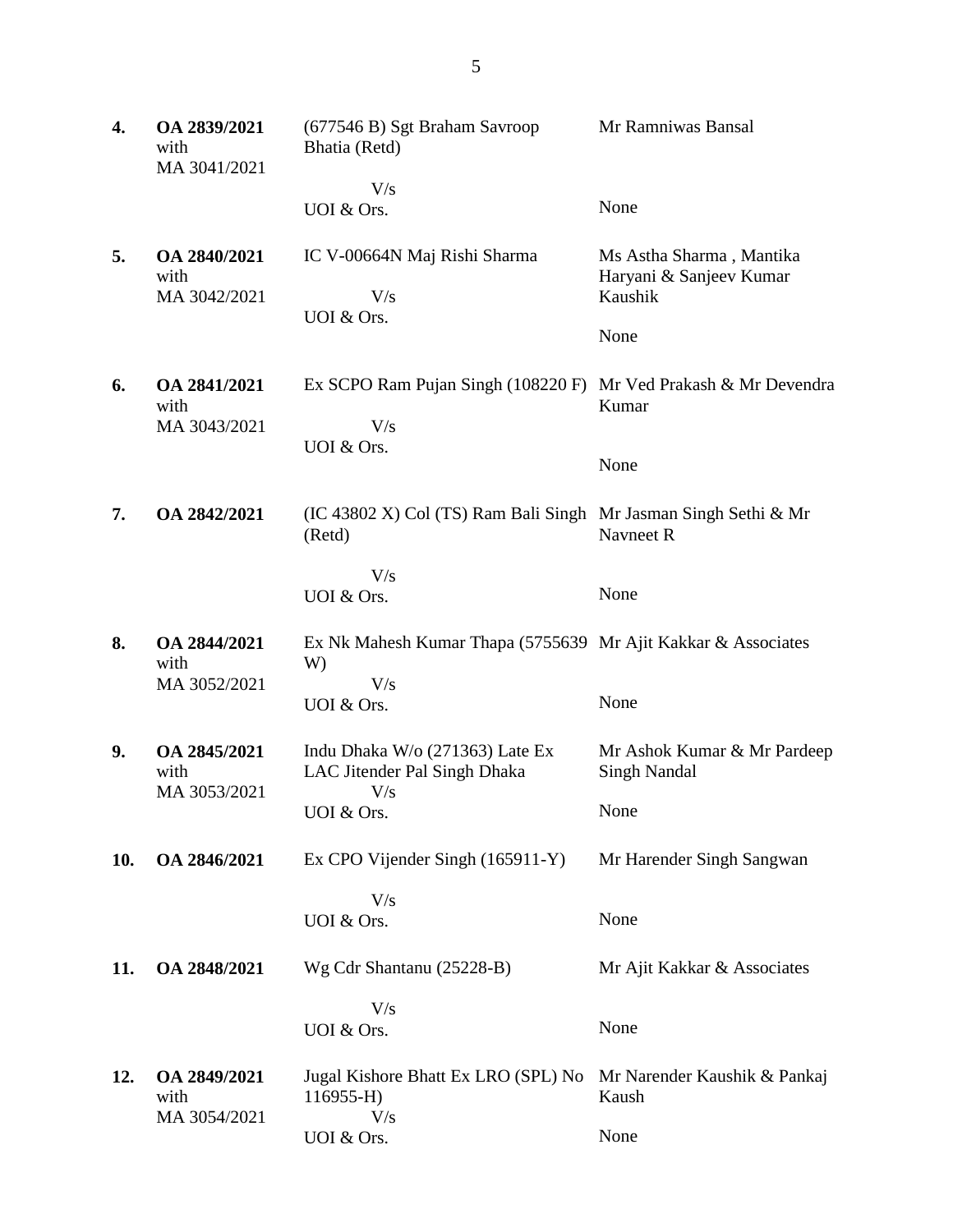| | | | |
|---|---|---|---|
| **4.** | **OA 2839/2021** with MA 3041/2021 | (677546 B) Sgt Braham Savroop Bhatia (Retd)<br><br>V/s<br>UOI & Ors. | Mr Ramniwas Bansal<br><br>None |
| **5.** | **OA 2840/2021** with MA 3042/2021 | IC V-00664N Maj Rishi Sharma<br><br>V/s<br>UOI & Ors. | Ms Astha Sharma , Mantika Haryani & Sanjeev Kumar Kaushik<br><br>None |
| **6.** | **OA 2841/2021** with MA 3043/2021 | Ex SCPO Ram Pujan Singh (108220 F)<br><br>V/s<br>UOI & Ors. | Mr Ved Prakash & Mr Devendra Kumar<br><br>None |
| **7.** | **OA 2842/2021** | (IC 43802 X) Col (TS) Ram Bali Singh (Retd)<br><br>V/s<br>UOI & Ors. | Mr Jasman Singh Sethi & Mr Navneet R<br><br>None |
| **8.** | **OA 2844/2021** with MA 3052/2021 | Ex Nk Mahesh Kumar Thapa (5755639 W)<br>V/s<br>UOI & Ors. | Mr Ajit Kakkar & Associates<br><br>None |
| **9.** | **OA 2845/2021** with MA 3053/2021 | Indu Dhaka W/o (271363) Late Ex LAC Jitender Pal Singh Dhaka<br>V/s<br>UOI & Ors. | Mr Ashok Kumar & Mr Pardeep Singh Nandal<br><br>None |
| **10.** | **OA 2846/2021** | Ex CPO Vijender Singh (165911-Y)<br><br>V/s<br>UOI & Ors. | Mr Harender Singh Sangwan<br><br>None |
| **11.** | **OA 2848/2021** | Wg Cdr Shantanu (25228-B)<br><br>V/s<br>UOI & Ors. | Mr Ajit Kakkar & Associates<br><br>None |
| **12.** | **OA 2849/2021** with MA 3054/2021 | Jugal Kishore Bhatt Ex LRO (SPL) No 116955-H)<br>V/s<br>UOI & Ors. | Mr Narender Kaushik & Pankaj Kaush<br><br>None |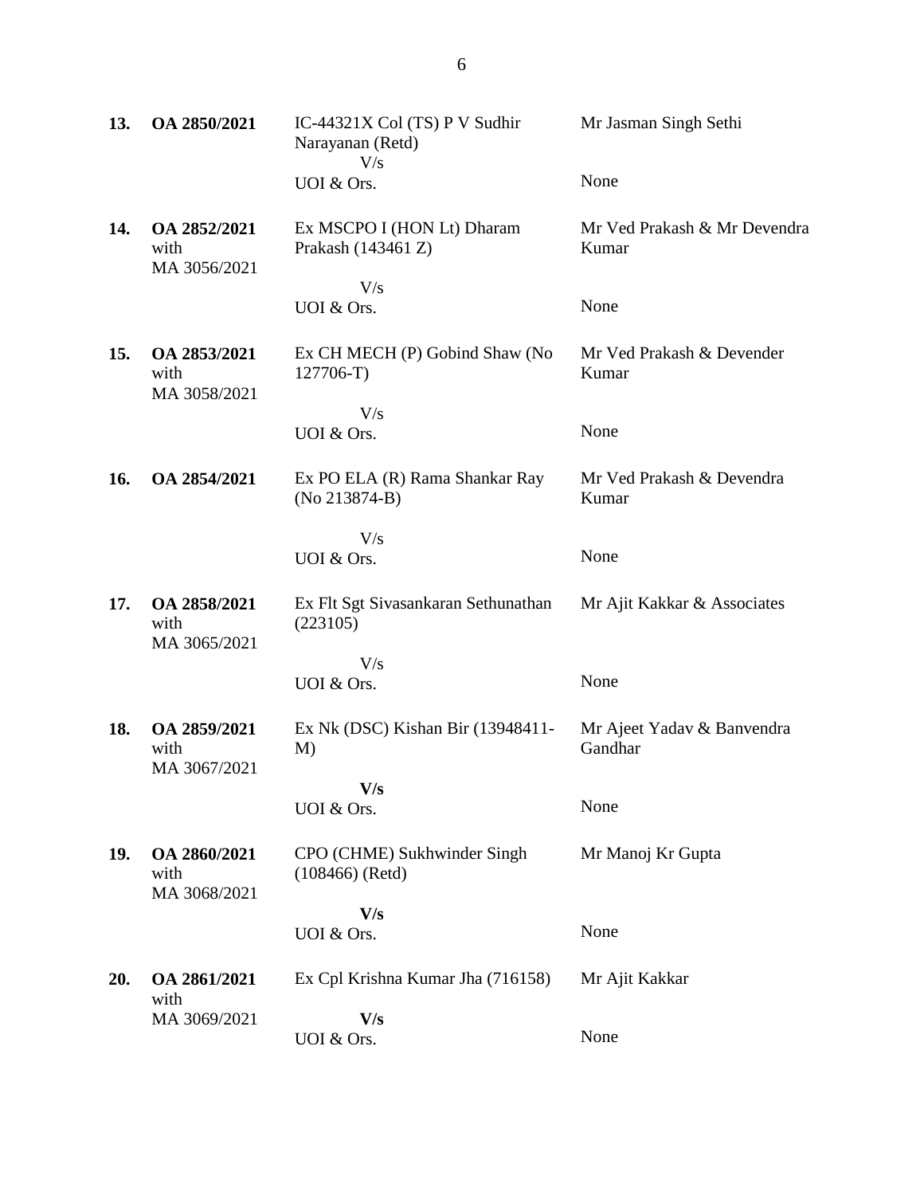| | | | |
|---|---|---|---|
| **13.** | **OA 2850/2021** | IC-44321X Col (TS) P V Sudhir Narayanan (Retd)<br>V/s<br>UOI & Ors. | Mr Jasman Singh Sethi<br><br>None |
| **14.** | **OA 2852/2021**<br>with<br>MA 3056/2021 | Ex MSCPO I (HON Lt) Dharam Prakash (143461 Z)<br>V/s<br>UOI & Ors. | Mr Ved Prakash & Mr Devendra Kumar<br><br>None |
| **15.** | **OA 2853/2021**<br>with<br>MA 3058/2021 | Ex CH MECH (P) Gobind Shaw (No 127706-T)<br>V/s<br>UOI & Ors. | Mr Ved Prakash & Devender Kumar<br><br>None |
| **16.** | **OA 2854/2021** | Ex PO ELA (R) Rama Shankar Ray (No 213874-B)<br>V/s<br>UOI & Ors. | Mr Ved Prakash & Devendra Kumar<br><br>None |
| **17.** | **OA 2858/2021**<br>with<br>MA 3065/2021 | Ex Flt Sgt Sivasankaran Sethunathan (223105)<br>V/s<br>UOI & Ors. | Mr Ajit Kakkar & Associates<br><br>None |
| **18.** | **OA 2859/2021**<br>with<br>MA 3067/2021 | Ex Nk (DSC) Kishan Bir (13948411-M)<br>**V/s**<br>UOI & Ors. | Mr Ajeet Yadav & Banvendra Gandhar<br><br>None |
| **19.** | **OA 2860/2021**<br>with<br>MA 3068/2021 | CPO (CHME) Sukhwinder Singh (108466) (Retd)<br>**V/s**<br>UOI & Ors. | Mr Manoj Kr Gupta<br><br>None |
| **20.** | **OA 2861/2021**<br>with<br>MA 3069/2021 | Ex Cpl Krishna Kumar Jha (716158)<br>**V/s**<br>UOI & Ors. | Mr Ajit Kakkar<br><br>None |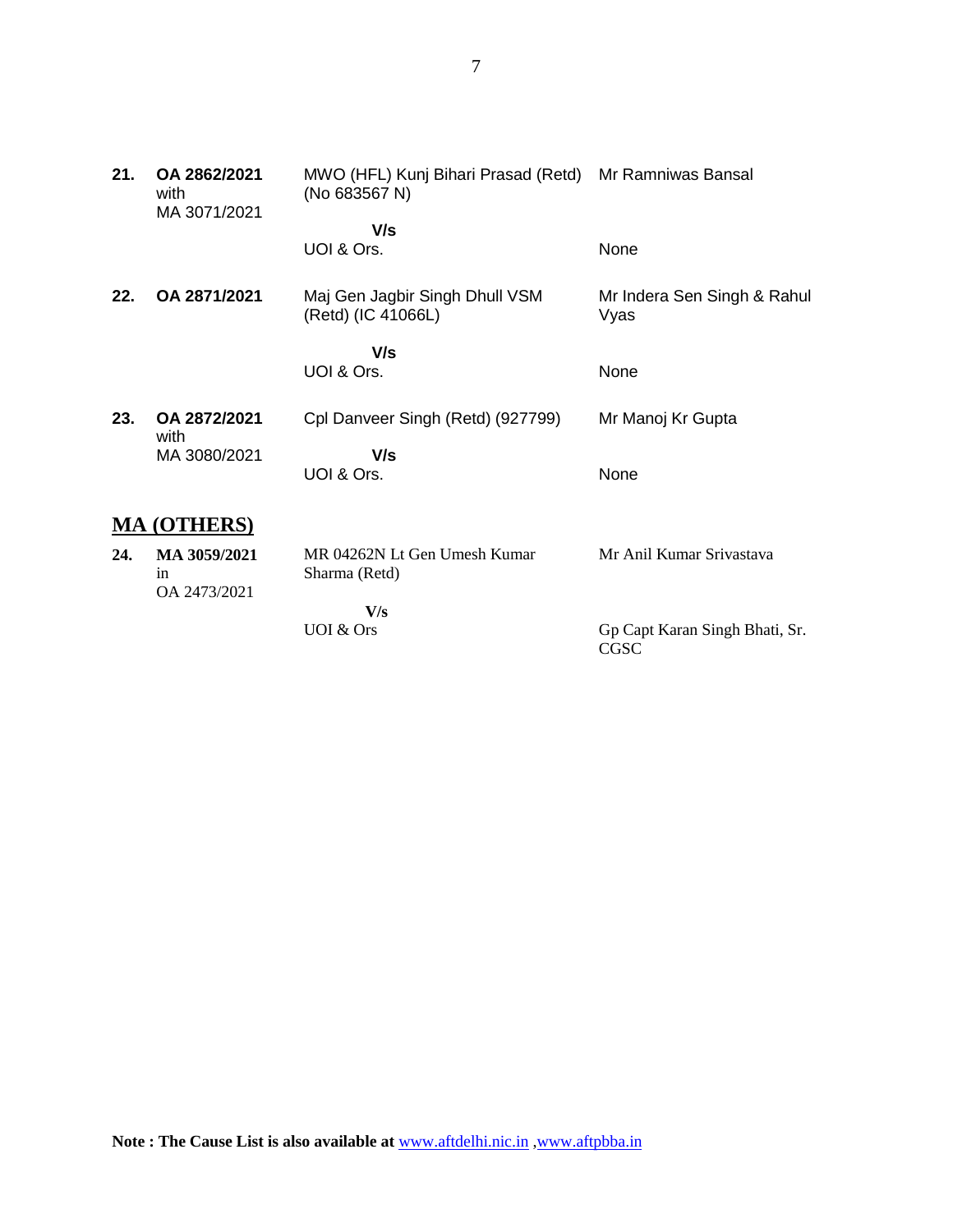| | | | |
|---|---|---|---|
| **21.** | **OA 2862/2021** with MA 3071/2021 | MWO (HFL) Kunj Bihari Prasad (Retd) (No 683567 N) | Mr Ramniwas Bansal |
| | | **V/s** | |
| | | UOI & Ors. | None |
| **22.** | **OA 2871/2021** | Maj Gen Jagbir Singh Dhull VSM (Retd) (IC 41066L) | Mr Indera Sen Singh & Rahul Vyas |
| | | **V/s** | |
| | | UOI & Ors. | None |
| **23.** | **OA 2872/2021** with MA 3080/2021 | Cpl Danveer Singh (Retd) (927799) | Mr Manoj Kr Gupta |
| | | **V/s** | |
| | | UOI & Ors. | None |

## MA (OTHERS)

| | | | |
|---|---|---|---|
| **24.** | **MA 3059/2021** in OA 2473/2021 | MR 04262N Lt Gen Umesh Kumar Sharma (Retd) | Mr Anil Kumar Srivastava |
| | | **V/s** | |
| | | UOI & Ors | Gp Capt Karan Singh Bhati, Sr. CGSC |

**Note : The Cause List is also available at** www.aftdelhi.nic.in ,www.aftpbba.in